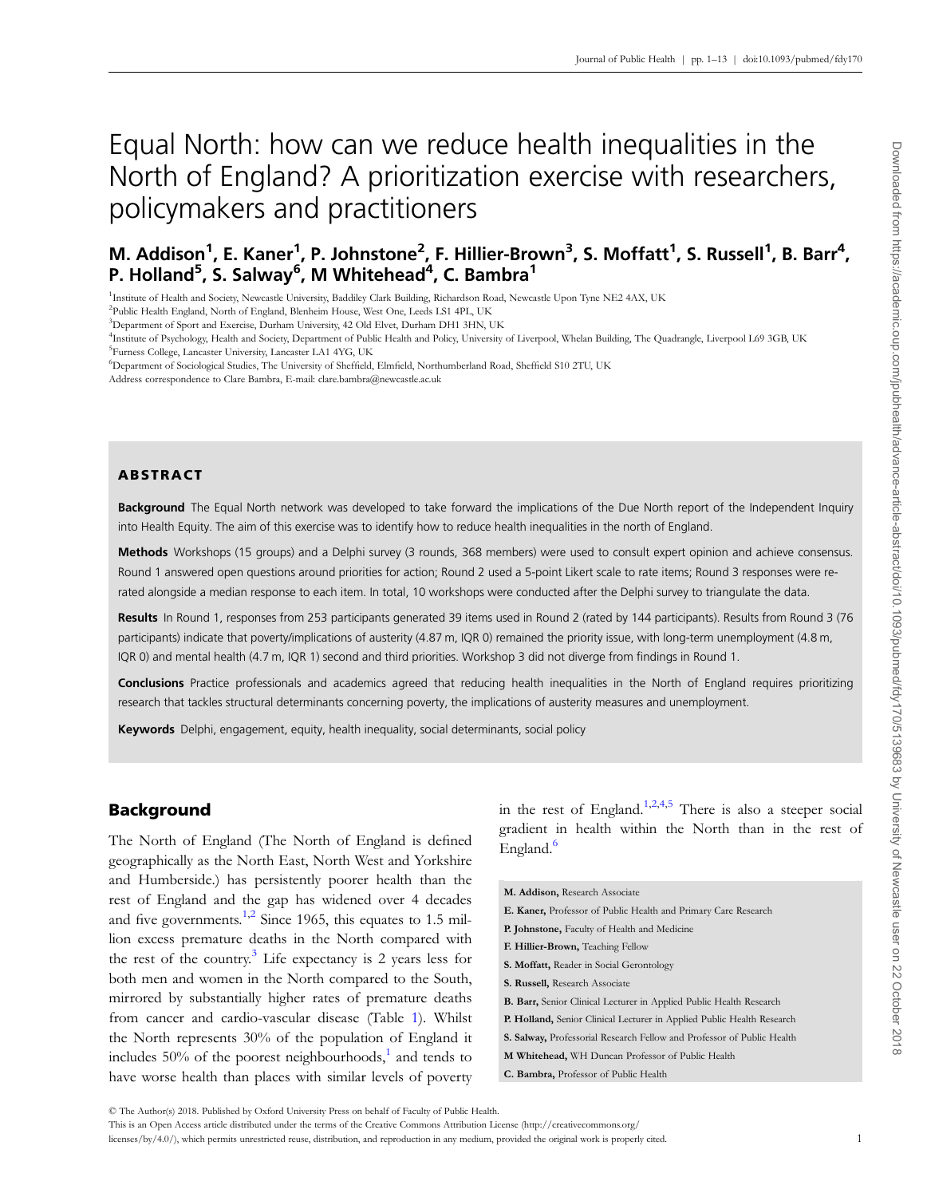# Equal North: how can we reduce health inequalities in the North of England? A prioritization exercise with researchers, policymakers and practitioners

## M. Addison[1], E. Kaner[1], P. Johnstone[2], F. Hillier-Brown[3], S. Moffatt[1], S. Russell[1], B. Barr[4], P. Holland[5], S. Salway[6], M Whitehead[4], C. Bambra[1]

[1]Institute of Health and Society, Newcastle University, Baddiley Clark Building, Richardson Road, Newcastle Upon Tyne NE2 4AX, UK
[2]Public Health England, North of England, Blenheim House, West One, Leeds LS1 4PL, UK
[3]Department of Sport and Exercise, Durham University, 42 Old Elvet, Durham DH1 3HN, UK
[4]Institute of Psychology, Health and Society, Department of Public Health and Policy, University of Liverpool, Whelan Building, The Quadrangle, Liverpool L69 3GB, UK
[5]Furness College, Lancaster University, Lancaster LA1 4YG, UK
[6]Department of Sociological Studies, The University of Sheffield, Elmfield, Northumberland Road, Sheffield S10 2TU, UK

Address correspondence to Clare Bambra, E-mail: clare.bambra@newcastle.ac.uk

### ABSTRACT

**Background** The Equal North network was developed to take forward the implications of the Due North report of the Independent Inquiry into Health Equity. The aim of this exercise was to identify how to reduce health inequalities in the north of England.

**Methods** Workshops (15 groups) and a Delphi survey (3 rounds, 368 members) were used to consult expert opinion and achieve consensus. Round 1 answered open questions around priorities for action; Round 2 used a 5-point Likert scale to rate items; Round 3 responses were re-rated alongside a median response to each item. In total, 10 workshops were conducted after the Delphi survey to triangulate the data.

**Results** In Round 1, responses from 253 participants generated 39 items used in Round 2 (rated by 144 participants). Results from Round 3 (76 participants) indicate that poverty/implications of austerity (4.87 m, IQR 0) remained the priority issue, with long-term unemployment (4.8 m, IQR 0) and mental health (4.7 m, IQR 1) second and third priorities. Workshop 3 did not diverge from findings in Round 1.

**Conclusions** Practice professionals and academics agreed that reducing health inequalities in the North of England requires prioritizing research that tackles structural determinants concerning poverty, the implications of austerity measures and unemployment.

**Keywords** Delphi, engagement, equity, health inequality, social determinants, social policy

## Background

The North of England (The North of England is defined geographically as the North East, North West and Yorkshire and Humberside.) has persistently poorer health than the rest of England and the gap has widened over 4 decades and five governments.[1,2] Since 1965, this equates to 1.5 million excess premature deaths in the North compared with the rest of the country.[3] Life expectancy is 2 years less for both men and women in the North compared to the South, mirrored by substantially higher rates of premature deaths from cancer and cardio-vascular disease (Table 1). Whilst the North represents 30% of the population of England it includes 50% of the poorest neighbourhoods,[1] and tends to have worse health than places with similar levels of poverty in the rest of England.[1,2,4,5] There is also a steeper social gradient in health within the North than in the rest of England.[6]

**M. Addison,** Research Associate
**E. Kaner,** Professor of Public Health and Primary Care Research
**P. Johnstone,** Faculty of Health and Medicine
**F. Hillier-Brown,** Teaching Fellow
**S. Moffatt,** Reader in Social Gerontology
**S. Russell,** Research Associate
**B. Barr,** Senior Clinical Lecturer in Applied Public Health Research
**P. Holland,** Senior Clinical Lecturer in Applied Public Health Research
**S. Salway,** Professorial Research Fellow and Professor of Public Health
**M Whitehead,** WH Duncan Professor of Public Health
**C. Bambra,** Professor of Public Health

© The Author(s) 2018. Published by Oxford University Press on behalf of Faculty of Public Health.
This is an Open Access article distributed under the terms of the Creative Commons Attribution License (http://creativecommons.org/licenses/by/4.0/), which permits unrestricted reuse, distribution, and reproduction in any medium, provided the original work is properly cited.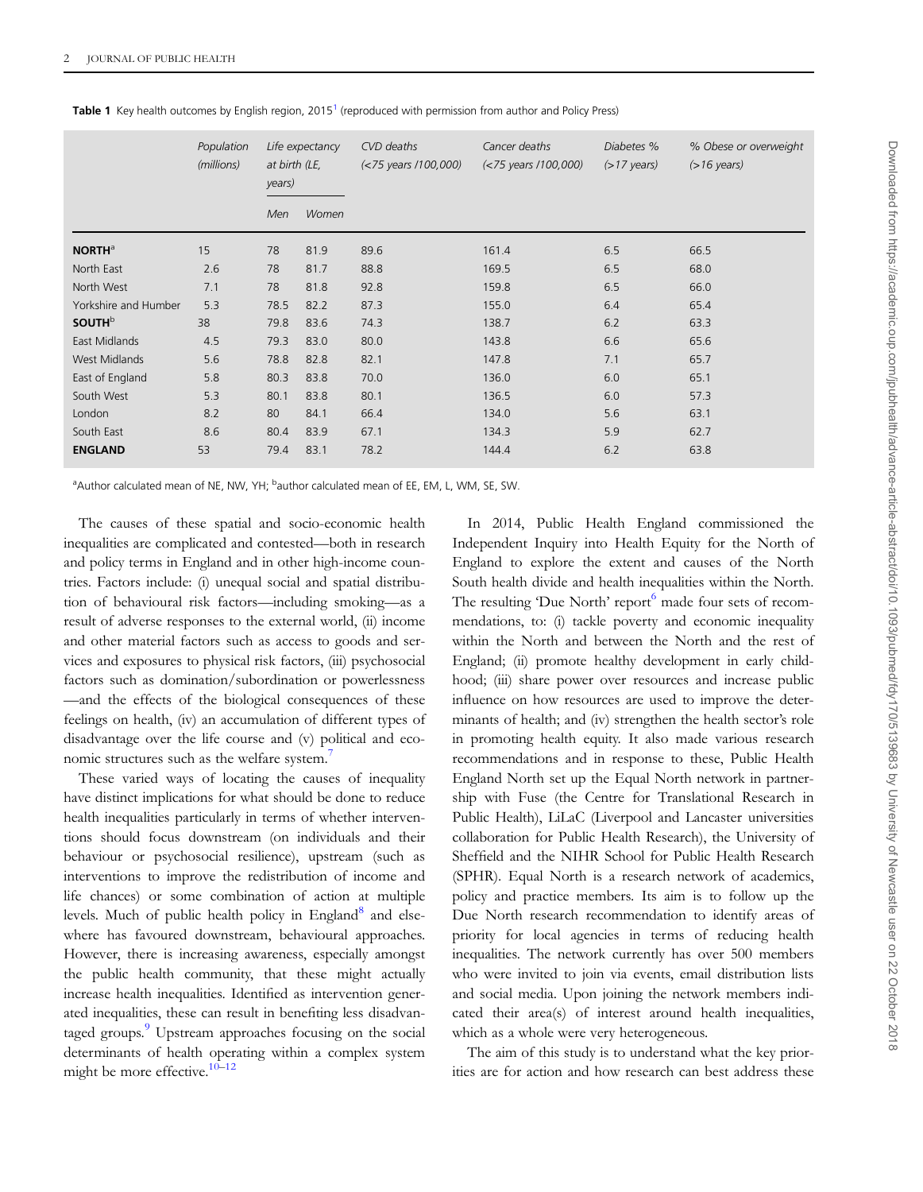**Table 1** Key health outcomes by English region, 2015[1] (reproduced with permission from author and Policy Press)

| | Population (millions) | Life expectancy at birth (LE, years) | | CVD deaths (<75 years /100,000) | Cancer deaths (<75 years /100,000) | Diabetes % (>17 years) | % Obese or overweight (>16 years) |
|---|---|---|---|---|---|---|---|
| | | Men | Women | | | | |
| **NORTH**[a] | 15 | 78 | 81.9 | 89.6 | 161.4 | 6.5 | 66.5 |
| North East | 2.6 | 78 | 81.7 | 88.8 | 169.5 | 6.5 | 68.0 |
| North West | 7.1 | 78 | 81.8 | 92.8 | 159.8 | 6.5 | 66.0 |
| Yorkshire and Humber | 5.3 | 78.5 | 82.2 | 87.3 | 155.0 | 6.4 | 65.4 |
| **SOUTH**[b] | 38 | 79.8 | 83.6 | 74.3 | 138.7 | 6.2 | 63.3 |
| East Midlands | 4.5 | 79.3 | 83.0 | 80.0 | 143.8 | 6.6 | 65.6 |
| West Midlands | 5.6 | 78.8 | 82.8 | 82.1 | 147.8 | 7.1 | 65.7 |
| East of England | 5.8 | 80.3 | 83.8 | 70.0 | 136.0 | 6.0 | 65.1 |
| South West | 5.3 | 80.1 | 83.8 | 80.1 | 136.5 | 6.0 | 57.3 |
| London | 8.2 | 80 | 84.1 | 66.4 | 134.0 | 5.6 | 63.1 |
| South East | 8.6 | 80.4 | 83.9 | 67.1 | 134.3 | 5.9 | 62.7 |
| **ENGLAND** | 53 | 79.4 | 83.1 | 78.2 | 144.4 | 6.2 | 63.8 |

[a]Author calculated mean of NE, NW, YH; [b]author calculated mean of EE, EM, L, WM, SE, SW.

The causes of these spatial and socio-economic health inequalities are complicated and contested—both in research and policy terms in England and in other high-income countries. Factors include: (i) unequal social and spatial distribution of behavioural risk factors—including smoking—as a result of adverse responses to the external world, (ii) income and other material factors such as access to goods and services and exposures to physical risk factors, (iii) psychosocial factors such as domination/subordination or powerlessness—and the effects of the biological consequences of these feelings on health, (iv) an accumulation of different types of disadvantage over the life course and (v) political and economic structures such as the welfare system.[7]

These varied ways of locating the causes of inequality have distinct implications for what should be done to reduce health inequalities particularly in terms of whether interventions should focus downstream (on individuals and their behaviour or psychosocial resilience), upstream (such as interventions to improve the redistribution of income and life chances) or some combination of action at multiple levels. Much of public health policy in England[8] and elsewhere has favoured downstream, behavioural approaches. However, there is increasing awareness, especially amongst the public health community, that these might actually increase health inequalities. Identified as intervention generated inequalities, these can result in benefiting less disadvantaged groups.[9] Upstream approaches focusing on the social determinants of health operating within a complex system might be more effective.[10–12]

In 2014, Public Health England commissioned the Independent Inquiry into Health Equity for the North of England to explore the extent and causes of the North South health divide and health inequalities within the North. The resulting 'Due North' report[6] made four sets of recommendations, to: (i) tackle poverty and economic inequality within the North and between the North and the rest of England; (ii) promote healthy development in early childhood; (iii) share power over resources and increase public influence on how resources are used to improve the determinants of health; and (iv) strengthen the health sector's role in promoting health equity. It also made various research recommendations and in response to these, Public Health England North set up the Equal North network in partnership with Fuse (the Centre for Translational Research in Public Health), LiLaC (Liverpool and Lancaster universities collaboration for Public Health Research), the University of Sheffield and the NIHR School for Public Health Research (SPHR). Equal North is a research network of academics, policy and practice members. Its aim is to follow up the Due North research recommendation to identify areas of priority for local agencies in terms of reducing health inequalities. The network currently has over 500 members who were invited to join via events, email distribution lists and social media. Upon joining the network members indicated their area(s) of interest around health inequalities, which as a whole were very heterogeneous.

The aim of this study is to understand what the key priorities are for action and how research can best address these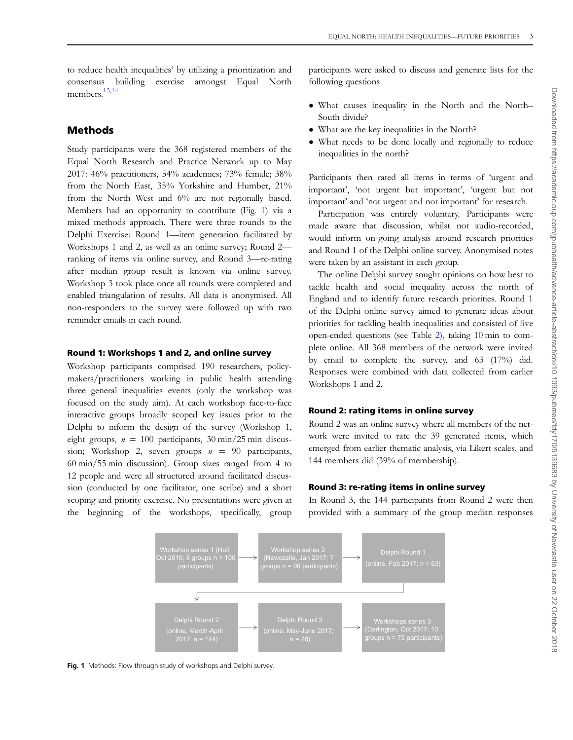to reduce health inequalities' by utilizing a prioritization and consensus building exercise amongst Equal North members.[13,14]

## Methods

Study participants were the 368 registered members of the Equal North Research and Practice Network up to May 2017: 46% practitioners, 54% academics; 73% female; 38% from the North East, 35% Yorkshire and Humber, 21% from the North West and 6% are not regionally based. Members had an opportunity to contribute (Fig. 1) via a mixed methods approach. There were three rounds to the Delphi Exercise: Round 1—item generation facilitated by Workshops 1 and 2, as well as an online survey; Round 2—ranking of items via online survey, and Round 3—re-rating after median group result is known via online survey. Workshop 3 took place once all rounds were completed and enabled triangulation of results. All data is anonymised. All non-responders to the survey were followed up with two reminder emails in each round.

### Round 1: Workshops 1 and 2, and online survey

Workshop participants comprised 190 researchers, policy-makers/practitioners working in public health attending three general inequalities events (only the workshop was focused on the study aim). At each workshop face-to-face interactive groups broadly scoped key issues prior to the Delphi to inform the design of the survey (Workshop 1, eight groups, $n$ = 100 participants, 30 min/25 min discussion; Workshop 2, seven groups $n$ = 90 participants, 60 min/55 min discussion). Group sizes ranged from 4 to 12 people and were all structured around facilitated discussion (conducted by one facilitator, one scribe) and a short scoping and priority exercise. No presentations were given at the beginning of the workshops, specifically, group participants were asked to discuss and generate lists for the following questions

- What causes inequality in the North and the North–South divide?
- What are the key inequalities in the North?
- What needs to be done locally and regionally to reduce inequalities in the north?

Participants then rated all items in terms of 'urgent and important', 'not urgent but important', 'urgent but not important' and 'not urgent and not important' for research.

Participation was entirely voluntary. Participants were made aware that discussion, whilst not audio-recorded, would inform on-going analysis around research priorities and Round 1 of the Delphi online survey. Anonymised notes were taken by an assistant in each group.

The online Delphi survey sought opinions on how best to tackle health and social inequality across the north of England and to identify future research priorities. Round 1 of the Delphi online survey aimed to generate ideas about priorities for tackling health inequalities and consisted of five open-ended questions (see Table 2), taking 10 min to complete online. All 368 members of the network were invited by email to complete the survey, and 63 (17%) did. Responses were combined with data collected from earlier Workshops 1 and 2.

### Round 2: rating items in online survey

Round 2 was an online survey where all members of the network were invited to rate the 39 generated items, which emerged from earlier thematic analysis, via Likert scales, and 144 members did (39% of membership).

### Round 3: re-rating items in online survey

In Round 3, the 144 participants from Round 2 were then provided with a summary of the group median responses

Workshop series 1 (Hull, Oct 2016; 8 groups n = 100 participants) → Workshop series 2 (Newcastle, Jan 2017; 7 groups n = 90 participants) → Delphi Round 1 (online, Feb 2017; n = 63) → Delphi Round 2 (online, March-April 2017; n = 144) → Delphi Round 3 (online, May-June 2017; n = 76) → Workshops series 3 (Darlington, Oct 2017; 10 groups n = 75 participants)

**Fig. 1** Methods: Flow through study of workshops and Delphi survey.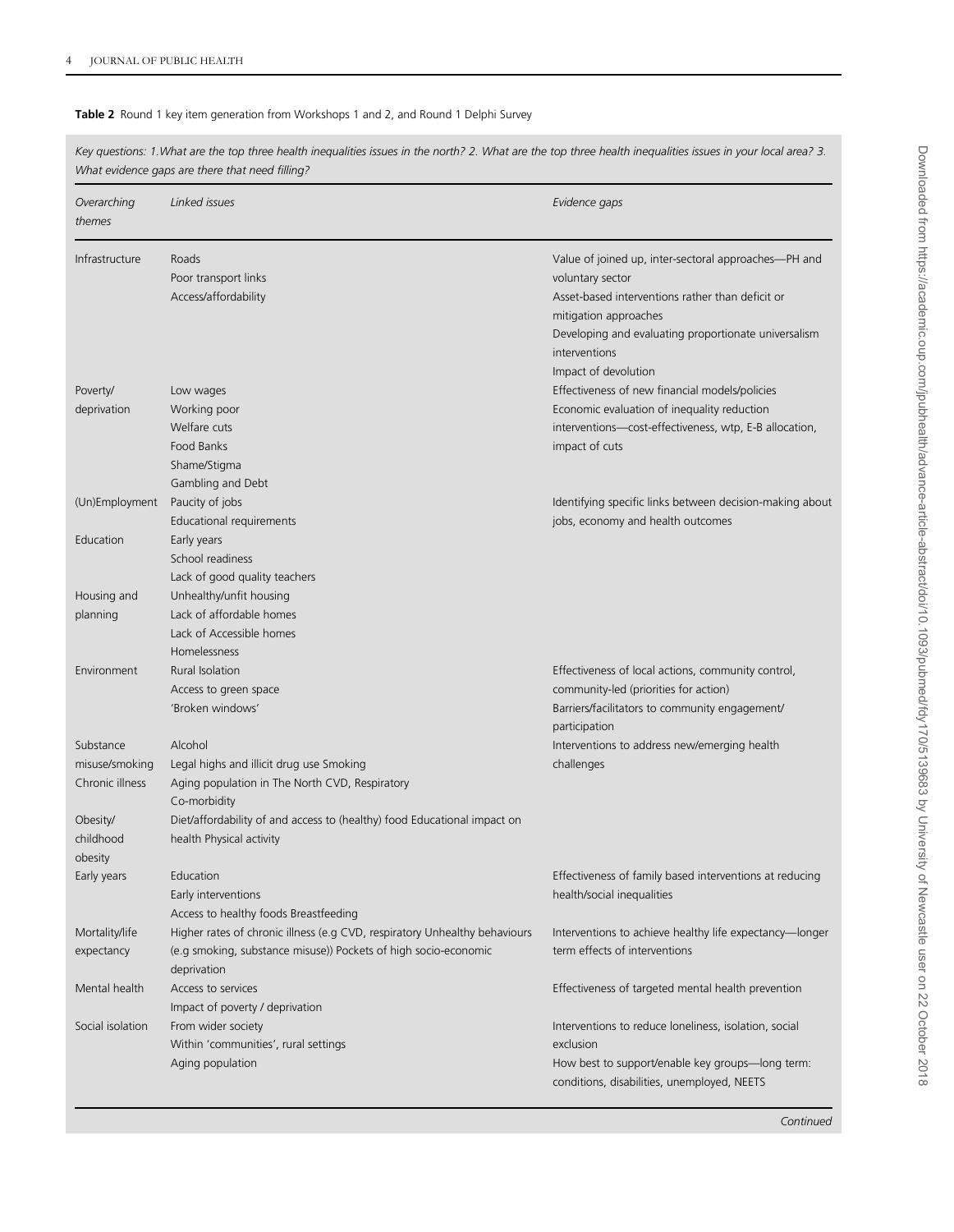**Table 2** Round 1 key item generation from Workshops 1 and 2, and Round 1 Delphi Survey

*Key questions: 1. What are the top three health inequalities issues in the north? 2. What are the top three health inequalities issues in your local area? 3. What evidence gaps are there that need filling?*

| *Overarching themes* | *Linked issues* | *Evidence gaps* |
|---|---|---|
| Infrastructure | Roads<br>Poor transport links<br>Access/affordability | Value of joined up, inter-sectoral approaches—PH and voluntary sector<br>Asset-based interventions rather than deficit or mitigation approaches<br>Developing and evaluating proportionate universalism interventions<br>Impact of devolution |
| Poverty/ deprivation | Low wages<br>Working poor<br>Welfare cuts<br>Food Banks<br>Shame/Stigma<br>Gambling and Debt | Effectiveness of new financial models/policies<br>Economic evaluation of inequality reduction interventions—cost-effectiveness, wtp, E-B allocation, impact of cuts |
| (Un)Employment | Paucity of jobs<br>Educational requirements | Identifying specific links between decision-making about jobs, economy and health outcomes |
| Education | Early years<br>School readiness<br>Lack of good quality teachers | |
| Housing and planning | Unhealthy/unfit housing<br>Lack of affordable homes<br>Lack of Accessible homes<br>Homelessness | |
| Environment | Rural Isolation<br>Access to green space<br>'Broken windows' | Effectiveness of local actions, community control, community-led (priorities for action)<br>Barriers/facilitators to community engagement/ participation |
| Substance misuse/smoking | Alcohol<br>Legal highs and illicit drug use Smoking | Interventions to address new/emerging health challenges |
| Chronic illness | Aging population in The North CVD, Respiratory<br>Co-morbidity | |
| Obesity/ childhood obesity | Diet/affordability of and access to (healthy) food Educational impact on health Physical activity | |
| Early years | Education<br>Early interventions<br>Access to healthy foods Breastfeeding | Effectiveness of family based interventions at reducing health/social inequalities |
| Mortality/life expectancy | Higher rates of chronic illness (e.g CVD, respiratory Unhealthy behaviours (e.g smoking, substance misuse)) Pockets of high socio-economic deprivation | Interventions to achieve healthy life expectancy—longer term effects of interventions |
| Mental health | Access to services<br>Impact of poverty / deprivation | Effectiveness of targeted mental health prevention |
| Social isolation | From wider society<br>Within 'communities', rural settings<br>Aging population | Interventions to reduce loneliness, isolation, social exclusion<br>How best to support/enable key groups—long term: conditions, disabilities, unemployed, NEETS |

*Continued*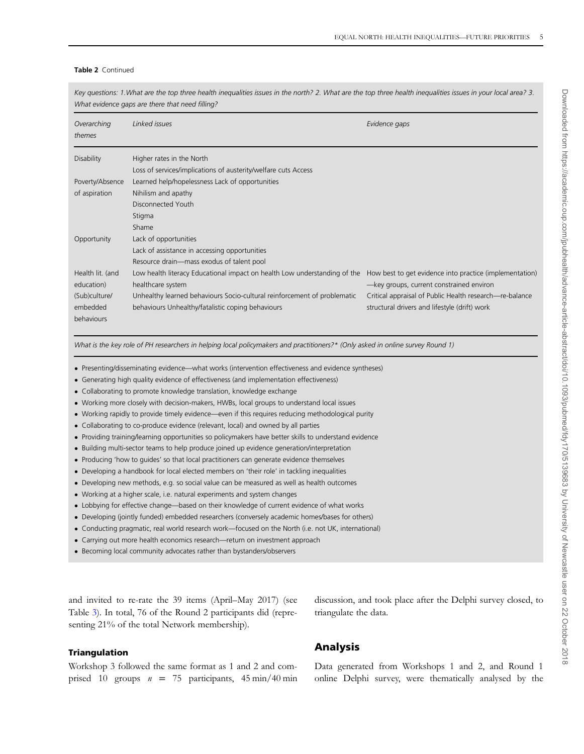**Table 2** Continued

| Key questions: 1. What are the top three health inequalities issues in the north? 2. What are the top three health inequalities issues in your local area? 3. What evidence gaps are there that need filling? | | |
|---|---|---|
| *Overarching themes* | *Linked issues* | *Evidence gaps* |
| Disability | Higher rates in the North<br>Loss of services/implications of austerity/welfare cuts Access | |
| Poverty/Absence of aspiration | Learned help/hopelessness Lack of opportunities<br>Nihilism and apathy<br>Disconnected Youth<br>Stigma<br>Shame | |
| Opportunity | Lack of opportunities<br>Lack of assistance in accessing opportunities<br>Resource drain—mass exodus of talent pool | |
| Health lit. (and education) | Low health literacy Educational impact on health Low understanding of the healthcare system | How best to get evidence into practice (implementation)—key groups, current constrained environ |
| (Sub)culture/ embedded behaviours | Unhealthy learned behaviours Socio-cultural reinforcement of problematic behaviours Unhealthy/fatalistic coping behaviours | Critical appraisal of Public Health research—re-balance structural drivers and lifestyle (drift) work |

*What is the key role of PH researchers in helping local policymakers and practitioners?\* (Only asked in online survey Round 1)*

- Presenting/disseminating evidence—what works (intervention effectiveness and evidence syntheses)
- Generating high quality evidence of effectiveness (and implementation effectiveness)
- Collaborating to promote knowledge translation, knowledge exchange
- Working more closely with decision-makers, HWBs, local groups to understand local issues
- Working rapidly to provide timely evidence—even if this requires reducing methodological purity
- Collaborating to co-produce evidence (relevant, local) and owned by all parties
- Providing training/learning opportunities so policymakers have better skills to understand evidence
- Building multi-sector teams to help produce joined up evidence generation/interpretation
- Producing 'how to guides' so that local practitioners can generate evidence themselves
- Developing a handbook for local elected members on 'their role' in tackling inequalities
- Developing new methods, e.g. so social value can be measured as well as health outcomes
- Working at a higher scale, i.e. natural experiments and system changes
- Lobbying for effective change—based on their knowledge of current evidence of what works
- Developing (jointly funded) embedded researchers (conversely academic homes/bases for others)
- Conducting pragmatic, real world research work—focused on the North (i.e. not UK, international)
- Carrying out more health economics research—return on investment approach
- Becoming local community advocates rather than bystanders/observers

and invited to re-rate the 39 items (April–May 2017) (see Table 3). In total, 76 of the Round 2 participants did (representing 21% of the total Network membership).

### Triangulation

Workshop 3 followed the same format as 1 and 2 and comprised 10 groups $n = 75$ participants, 45 min/40 min discussion, and took place after the Delphi survey closed, to triangulate the data.

## Analysis

Data generated from Workshops 1 and 2, and Round 1 online Delphi survey, were thematically analysed by the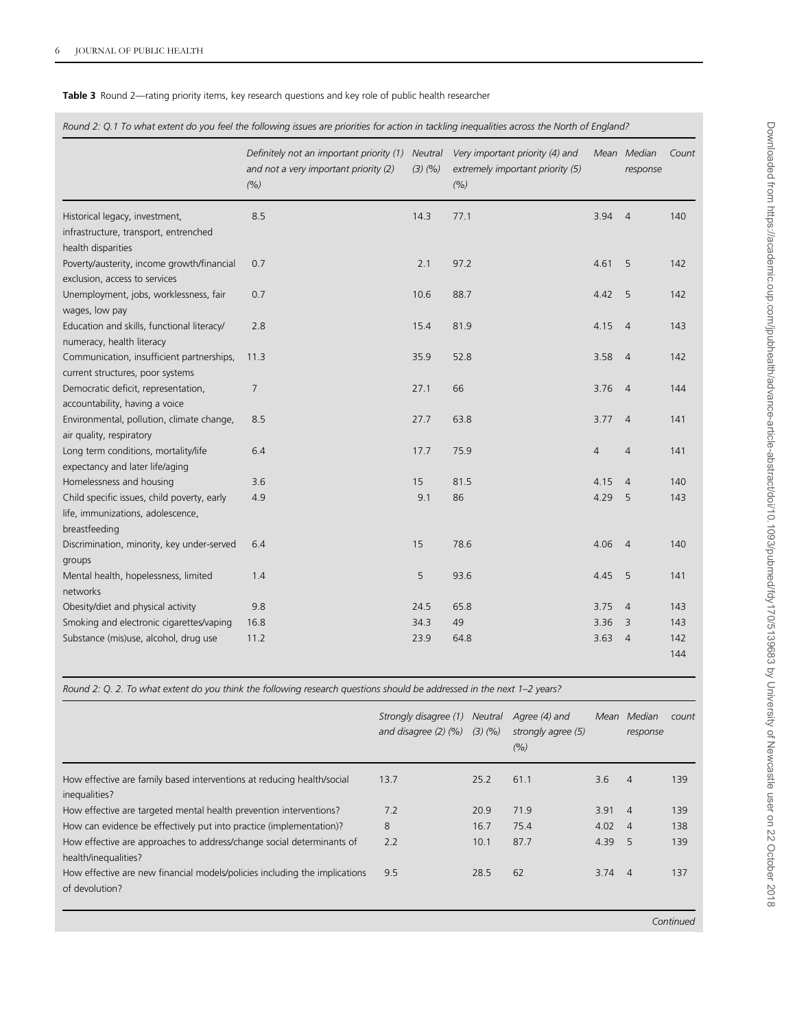**Table 3** Round 2—rating priority items, key research questions and key role of public health researcher

*Round 2: Q.1 To what extent do you feel the following issues are priorities for action in tackling inequalities across the North of England?*

| | *Definitely not an important priority (1) and not a very important priority (2) (%)* | *Neutral (3) (%)* | *Very important priority (4) and extremely important priority (5) (%)* | *Mean* | *Median response* | *Count* |
|---|---|---|---|---|---|---|
| Historical legacy, investment, infrastructure, transport, entrenched health disparities | 8.5 | 14.3 | 77.1 | 3.94 | 4 | 140 |
| Poverty/austerity, income growth/financial exclusion, access to services | 0.7 | 2.1 | 97.2 | 4.61 | 5 | 142 |
| Unemployment, jobs, worklessness, fair wages, low pay | 0.7 | 10.6 | 88.7 | 4.42 | 5 | 142 |
| Education and skills, functional literacy/numeracy, health literacy | 2.8 | 15.4 | 81.9 | 4.15 | 4 | 143 |
| Communication, insufficient partnerships, current structures, poor systems | 11.3 | 35.9 | 52.8 | 3.58 | 4 | 142 |
| Democratic deficit, representation, accountability, having a voice | 7 | 27.1 | 66 | 3.76 | 4 | 144 |
| Environmental, pollution, climate change, air quality, respiratory | 8.5 | 27.7 | 63.8 | 3.77 | 4 | 141 |
| Long term conditions, mortality/life expectancy and later life/aging | 6.4 | 17.7 | 75.9 | 4 | 4 | 141 |
| Homelessness and housing | 3.6 | 15 | 81.5 | 4.15 | 4 | 140 |
| Child specific issues, child poverty, early life, immunizations, adolescence, breastfeeding | 4.9 | 9.1 | 86 | 4.29 | 5 | 143 |
| Discrimination, minority, key under-served groups | 6.4 | 15 | 78.6 | 4.06 | 4 | 140 |
| Mental health, hopelessness, limited networks | 1.4 | 5 | 93.6 | 4.45 | 5 | 141 |
| Obesity/diet and physical activity | 9.8 | 24.5 | 65.8 | 3.75 | 4 | 143 |
| Smoking and electronic cigarettes/vaping | 16.8 | 34.3 | 49 | 3.36 | 3 | 143 |
| Substance (mis)use, alcohol, drug use | 11.2 | 23.9 | 64.8 | 3.63 | 4 | 142 |
| | | | | | | 144 |

*Round 2: Q. 2. To what extent do you think the following research questions should be addressed in the next 1–2 years?*

| | *Strongly disagree (1) and disagree (2) (%)* | *Neutral (3) (%)* | *Agree (4) and strongly agree (5) (%)* | *Mean* | *Median response* | *count* |
|---|---|---|---|---|---|---|
| How effective are family based interventions at reducing health/social inequalities? | 13.7 | 25.2 | 61.1 | 3.6 | 4 | 139 |
| How effective are targeted mental health prevention interventions? | 7.2 | 20.9 | 71.9 | 3.91 | 4 | 139 |
| How can evidence be effectively put into practice (implementation)? | 8 | 16.7 | 75.4 | 4.02 | 4 | 138 |
| How effective are approaches to address/change social determinants of health/inequalities? | 2.2 | 10.1 | 87.7 | 4.39 | 5 | 139 |
| How effective are new financial models/policies including the implications of devolution? | 9.5 | 28.5 | 62 | 3.74 | 4 | 137 |

*Continued*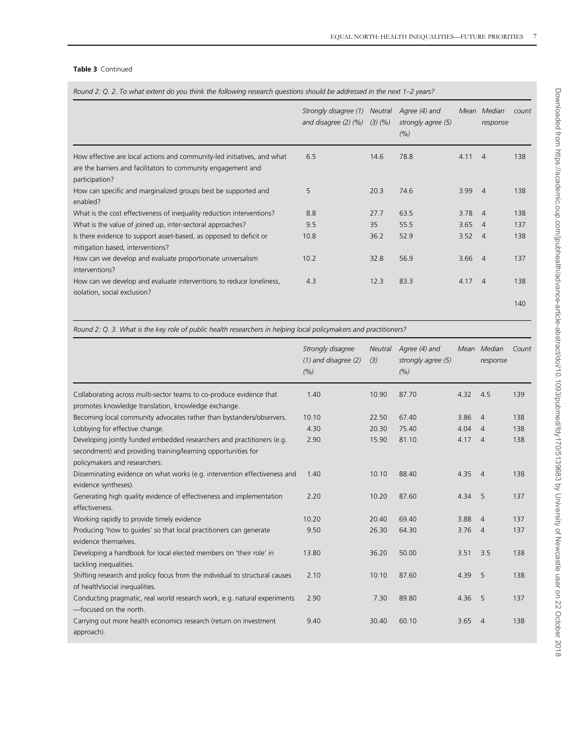**Table 3** Continued

*Round 2: Q. 2. To what extent do you think the following research questions should be addressed in the next 1–2 years?*

| | *Strongly disagree (1) and disagree (2) (%)* | *Neutral (3) (%)* | *Agree (4) and strongly agree (5) (%)* | *Mean* | *Median response* | *count* |
|---|---|---|---|---|---|---|
| How effective are local actions and community-led initiatives, and what are the barriers and facilitators to community engagement and participation? | 6.5 | 14.6 | 78.8 | 4.11 | 4 | 138 |
| How can specific and marginalized groups best be supported and enabled? | 5 | 20.3 | 74.6 | 3.99 | 4 | 138 |
| What is the cost effectiveness of inequality reduction interventions? | 8.8 | 27.7 | 63.5 | 3.78 | 4 | 138 |
| What is the value of joined up, inter-sectoral approaches? | 9.5 | 35 | 55.5 | 3.65 | 4 | 137 |
| Is there evidence to support asset-based, as opposed to deficit or mitigation based, interventions? | 10.8 | 36.2 | 52.9 | 3.52 | 4 | 138 |
| How can we develop and evaluate proportionate universalism interventions? | 10.2 | 32.8 | 56.9 | 3.66 | 4 | 137 |
| How can we develop and evaluate interventions to reduce loneliness, isolation, social exclusion? | 4.3 | 12.3 | 83.3 | 4.17 | 4 | 138 |
| | | | | | | 140 |

*Round 2: Q. 3. What is the key role of public health researchers in helping local policymakers and practitioners?*

| | *Strongly disagree (1) and disagree (2) (%)* | *Neutral (3)* | *Agree (4) and strongly agree (5) (%)* | *Mean* | *Median response* | *Count* |
|---|---|---|---|---|---|---|
| Collaborating across multi-sector teams to co-produce evidence that promotes knowledge translation, knowledge exchange. | 1.40 | 10.90 | 87.70 | 4.32 | 4.5 | 139 |
| Becoming local community advocates rather than bystanders/observers. | 10.10 | 22.50 | 67.40 | 3.86 | 4 | 138 |
| Lobbying for effective change. | 4.30 | 20.30 | 75.40 | 4.04 | 4 | 138 |
| Developing jointly funded embedded researchers and practitioners (e.g. secondment) and providing training/learning opportunities for policymakers and researchers. | 2.90 | 15.90 | 81.10 | 4.17 | 4 | 138 |
| Disseminating evidence on what works (e.g. intervention effectiveness and evidence syntheses). | 1.40 | 10.10 | 88.40 | 4.35 | 4 | 138 |
| Generating high quality evidence of effectiveness and implementation effectiveness. | 2.20 | 10.20 | 87.60 | 4.34 | 5 | 137 |
| Working rapidly to provide timely evidence | 10.20 | 20.40 | 69.40 | 3.88 | 4 | 137 |
| Producing 'how to guides' so that local practitioners can generate evidence themselves. | 9.50 | 26.30 | 64.30 | 3.76 | 4 | 137 |
| Developing a handbook for local elected members on 'their role' in tackling inequalities. | 13.80 | 36.20 | 50.00 | 3.51 | 3.5 | 138 |
| Shifting research and policy focus from the individual to structural causes of health/social inequalities. | 2.10 | 10.10 | 87.60 | 4.39 | 5 | 138 |
| Conducting pragmatic, real world research work, e.g. natural experiments —focused on the north. | 2.90 | 7.30 | 89.80 | 4.36 | 5 | 137 |
| Carrying out more health economics research (return on investment approach). | 9.40 | 30.40 | 60.10 | 3.65 | 4 | 138 |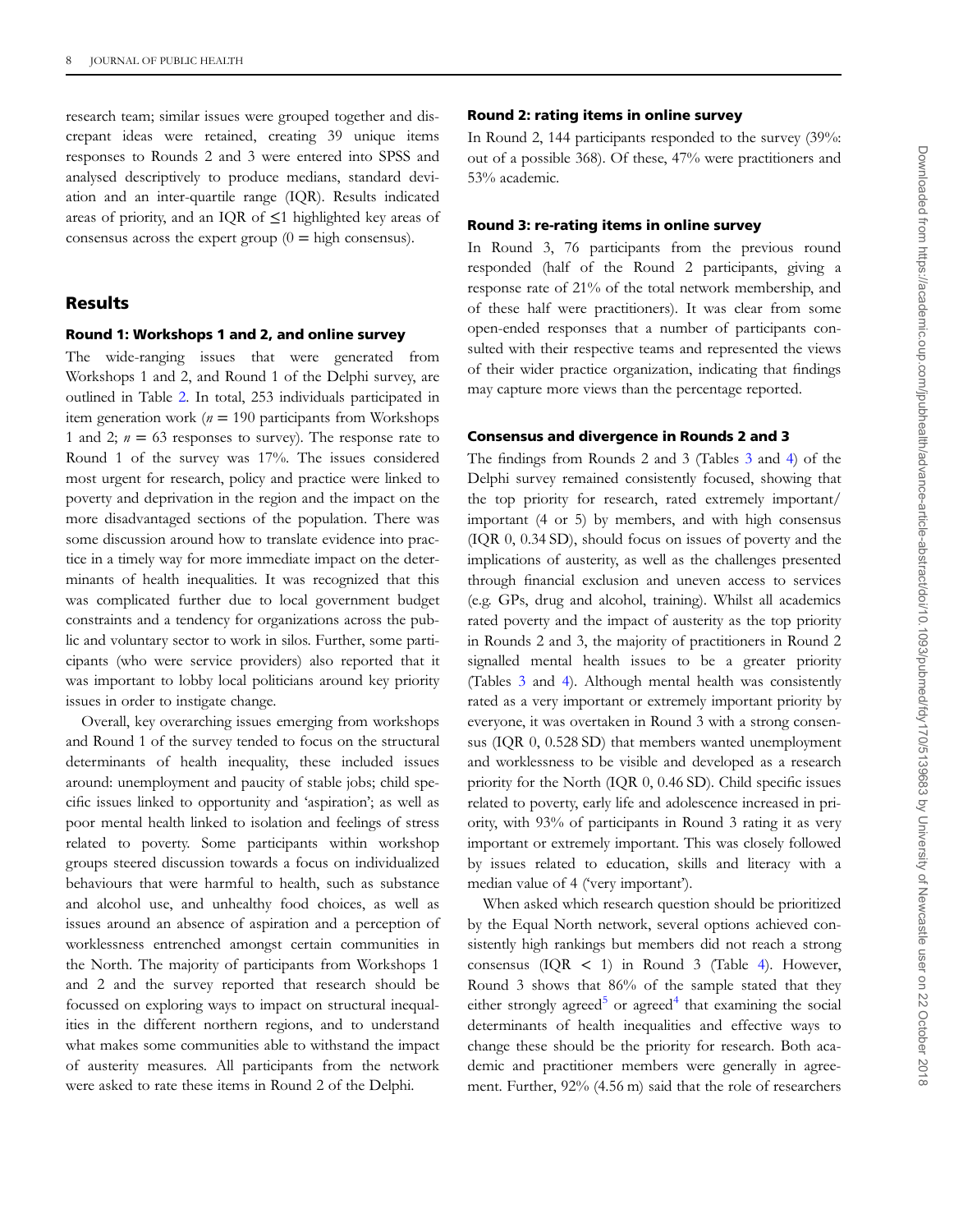research team; similar issues were grouped together and discrepant ideas were retained, creating 39 unique items responses to Rounds 2 and 3 were entered into SPSS and analysed descriptively to produce medians, standard deviation and an inter-quartile range (IQR). Results indicated areas of priority, and an IQR of ≤1 highlighted key areas of consensus across the expert group (0 = high consensus).

## Results

### Round 1: Workshops 1 and 2, and online survey

The wide-ranging issues that were generated from Workshops 1 and 2, and Round 1 of the Delphi survey, are outlined in Table 2. In total, 253 individuals participated in item generation work ($n = 190$ participants from Workshops 1 and 2; $n = 63$ responses to survey). The response rate to Round 1 of the survey was 17%. The issues considered most urgent for research, policy and practice were linked to poverty and deprivation in the region and the impact on the more disadvantaged sections of the population. There was some discussion around how to translate evidence into practice in a timely way for more immediate impact on the determinants of health inequalities. It was recognized that this was complicated further due to local government budget constraints and a tendency for organizations across the public and voluntary sector to work in silos. Further, some participants (who were service providers) also reported that it was important to lobby local politicians around key priority issues in order to instigate change.

Overall, key overarching issues emerging from workshops and Round 1 of the survey tended to focus on the structural determinants of health inequality, these included issues around: unemployment and paucity of stable jobs; child specific issues linked to opportunity and 'aspiration'; as well as poor mental health linked to isolation and feelings of stress related to poverty. Some participants within workshop groups steered discussion towards a focus on individualized behaviours that were harmful to health, such as substance and alcohol use, and unhealthy food choices, as well as issues around an absence of aspiration and a perception of worklessness entrenched amongst certain communities in the North. The majority of participants from Workshops 1 and 2 and the survey reported that research should be focussed on exploring ways to impact on structural inequalities in the different northern regions, and to understand what makes some communities able to withstand the impact of austerity measures. All participants from the network were asked to rate these items in Round 2 of the Delphi.

### Round 2: rating items in online survey

In Round 2, 144 participants responded to the survey (39%: out of a possible 368). Of these, 47% were practitioners and 53% academic.

### Round 3: re-rating items in online survey

In Round 3, 76 participants from the previous round responded (half of the Round 2 participants, giving a response rate of 21% of the total network membership, and of these half were practitioners). It was clear from some open-ended responses that a number of participants consulted with their respective teams and represented the views of their wider practice organization, indicating that findings may capture more views than the percentage reported.

### Consensus and divergence in Rounds 2 and 3

The findings from Rounds 2 and 3 (Tables 3 and 4) of the Delphi survey remained consistently focused, showing that the top priority for research, rated extremely important/important (4 or 5) by members, and with high consensus (IQR 0, 0.34 SD), should focus on issues of poverty and the implications of austerity, as well as the challenges presented through financial exclusion and uneven access to services (e.g. GPs, drug and alcohol, training). Whilst all academics rated poverty and the impact of austerity as the top priority in Rounds 2 and 3, the majority of practitioners in Round 2 signalled mental health issues to be a greater priority (Tables 3 and 4). Although mental health was consistently rated as a very important or extremely important priority by everyone, it was overtaken in Round 3 with a strong consensus (IQR 0, 0.528 SD) that members wanted unemployment and worklessness to be visible and developed as a research priority for the North (IQR 0, 0.46 SD). Child specific issues related to poverty, early life and adolescence increased in priority, with 93% of participants in Round 3 rating it as very important or extremely important. This was closely followed by issues related to education, skills and literacy with a median value of 4 ('very important').

When asked which research question should be prioritized by the Equal North network, several options achieved consistently high rankings but members did not reach a strong consensus (IQR < 1) in Round 3 (Table 4). However, Round 3 shows that 86% of the sample stated that they either strongly agreed[5] or agreed[4] that examining the social determinants of health inequalities and effective ways to change these should be the priority for research. Both academic and practitioner members were generally in agreement. Further, 92% (4.56 m) said that the role of researchers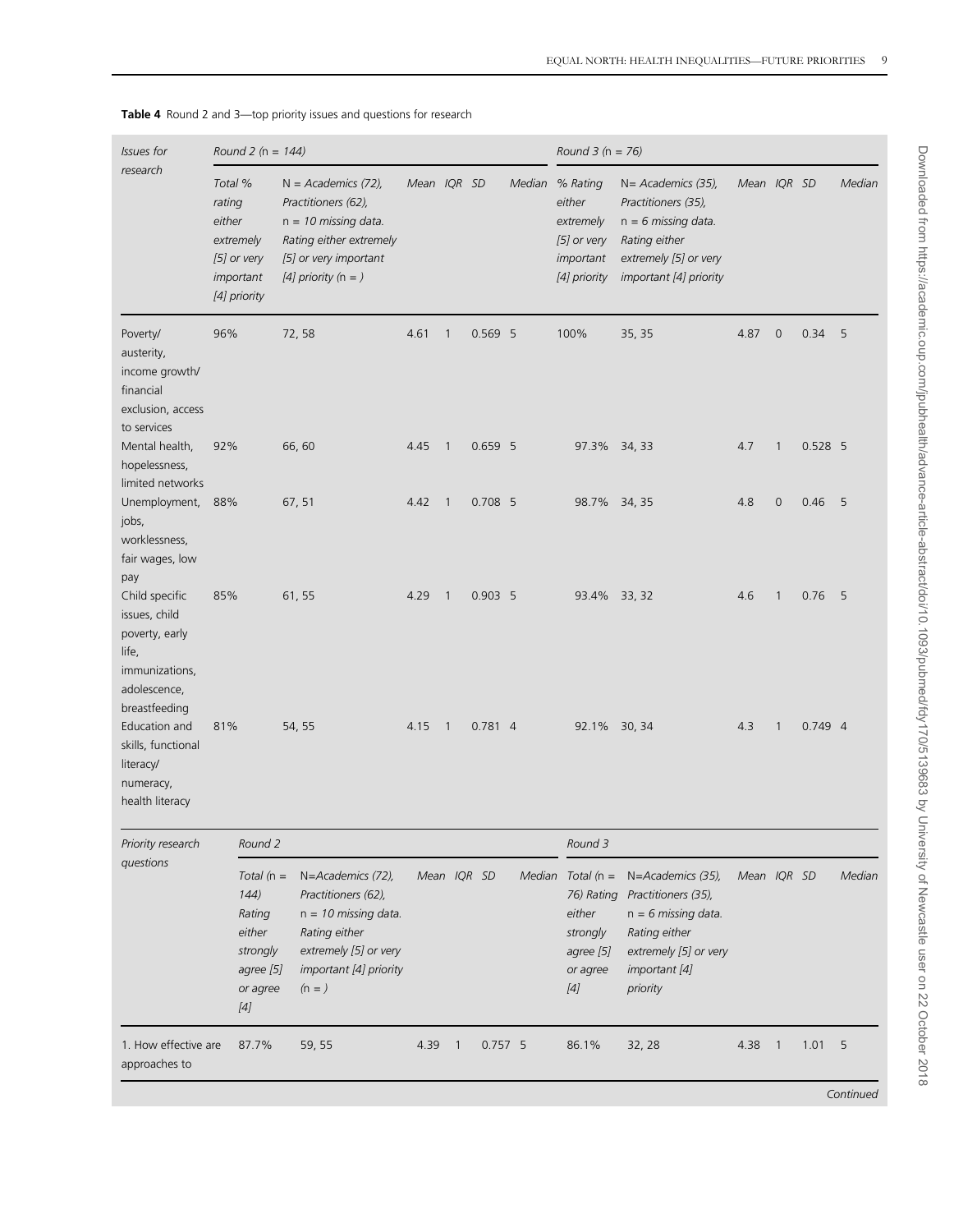**Table 4** Round 2 and 3—top priority issues and questions for research

| Issues for research | Round 2 (n = 144) | | | | | | Round 3 (n = 76) | | | | | |
|---|---|---|---|---|---|---|---|---|---|---|---|---|
| | Total % rating either extremely [5] or very important [4] priority | N = Academics (72), Practitioners (62), n = 10 missing data. Rating either extremely [5] or very important [4] priority (n = ) | Mean | IQR | SD | Median | % Rating either extremely [5] or very important [4] priority | N= Academics (35), Practitioners (35), n = 6 missing data. Rating either extremely [5] or very important [4] priority | Mean | IQR | SD | Median |
| Poverty/ austerity, income growth/ financial exclusion, access to services | 96% | 72, 58 | 4.61 | 1 | 0.569 | 5 | 100% | 35, 35 | 4.87 | 0 | 0.34 | 5 |
| Mental health, hopelessness, limited networks | 92% | 66, 60 | 4.45 | 1 | 0.659 | 5 | 97.3% | 34, 33 | 4.7 | 1 | 0.528 | 5 |
| Unemployment, jobs, worklessness, fair wages, low pay | 88% | 67, 51 | 4.42 | 1 | 0.708 | 5 | 98.7% | 34, 35 | 4.8 | 0 | 0.46 | 5 |
| Child specific issues, child poverty, early life, immunizations, adolescence, breastfeeding | 85% | 61, 55 | 4.29 | 1 | 0.903 | 5 | 93.4% | 33, 32 | 4.6 | 1 | 0.76 | 5 |
| Education and skills, functional literacy/ numeracy, health literacy | 81% | 54, 55 | 4.15 | 1 | 0.781 | 4 | 92.1% | 30, 34 | 4.3 | 1 | 0.749 | 4 |

| Priority research questions | Round 2 | | | | | | Round 3 | | | | | |
|---|---|---|---|---|---|---|---|---|---|---|---|---|
| | Total (n = 144) Rating either strongly agree [5] or agree [4] | N=Academics (72), Practitioners (62), n = 10 missing data. Rating either extremely [5] or very important [4] priority (n = ) | Mean | IQR | SD | Median | Total (n = 76) Rating either strongly agree [5] or agree [4] | N=Academics (35), Practitioners (35), n = 6 missing data. Rating either extremely [5] or very important [4] priority | Mean | IQR | SD | Median |
| 1. How effective are approaches to | 87.7% | 59, 55 | 4.39 | 1 | 0.757 | 5 | 86.1% | 32, 28 | 4.38 | 1 | 1.01 | 5 |

*Continued*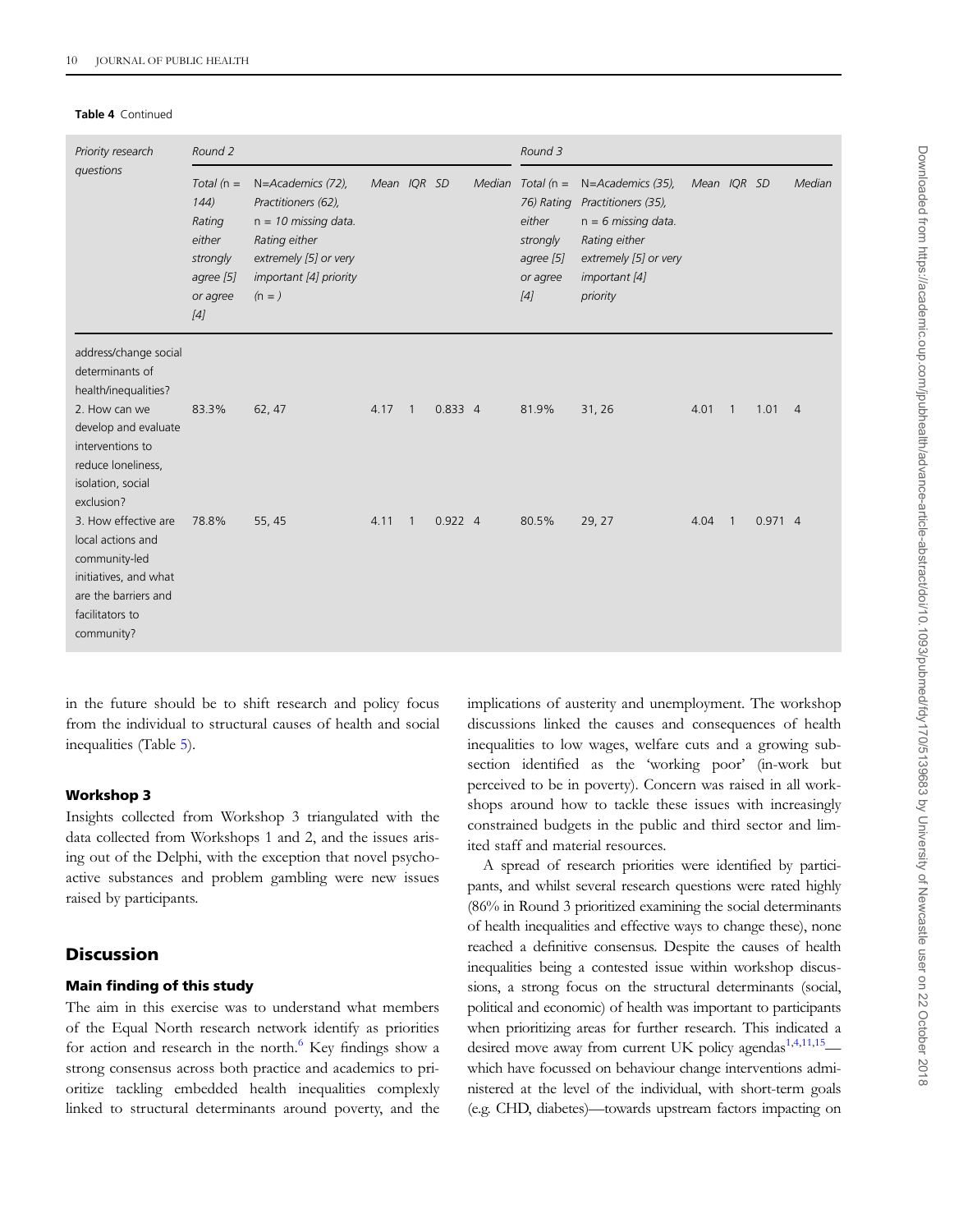**Table 4** Continued

| Priority research questions | Round 2 | | | | | | Round 3 | | | | | |
|---|---|---|---|---|---|---|---|---|---|---|---|---|
| | Total (n = 144) Rating either strongly agree [5] or agree [4] | N=Academics (72), Practitioners (62), n = 10 missing data. Rating either extremely [5] or very important [4] priority (n = ) | Mean | IQR | SD | Median | Total (n = 76) Rating either strongly agree [5] or agree [4] | N=Academics (35), Practitioners (35), n = 6 missing data. Rating either extremely [5] or very important [4] priority | Mean | IQR | SD | Median |
| address/change social determinants of health/inequalities? | | | | | | | | | | | | |
| 2. How can we develop and evaluate interventions to reduce loneliness, isolation, social exclusion? | 83.3% | 62, 47 | 4.17 | 1 | 0.833 | 4 | 81.9% | 31, 26 | 4.01 | 1 | 1.01 | 4 |
| 3. How effective are local actions and community-led initiatives, and what are the barriers and facilitators to community? | 78.8% | 55, 45 | 4.11 | 1 | 0.922 | 4 | 80.5% | 29, 27 | 4.04 | 1 | 0.971 | 4 |

in the future should be to shift research and policy focus from the individual to structural causes of health and social inequalities (Table 5).

#### Workshop 3

Insights collected from Workshop 3 triangulated with the data collected from Workshops 1 and 2, and the issues arising out of the Delphi, with the exception that novel psychoactive substances and problem gambling were new issues raised by participants.

## Discussion

### Main finding of this study

The aim in this exercise was to understand what members of the Equal North research network identify as priorities for action and research in the north.[6] Key findings show a strong consensus across both practice and academics to prioritize tackling embedded health inequalities complexly linked to structural determinants around poverty, and the implications of austerity and unemployment. The workshop discussions linked the causes and consequences of health inequalities to low wages, welfare cuts and a growing subsection identified as the 'working poor' (in-work but perceived to be in poverty). Concern was raised in all workshops around how to tackle these issues with increasingly constrained budgets in the public and third sector and limited staff and material resources.

A spread of research priorities were identified by participants, and whilst several research questions were rated highly (86% in Round 3 prioritized examining the social determinants of health inequalities and effective ways to change these), none reached a definitive consensus. Despite the causes of health inequalities being a contested issue within workshop discussions, a strong focus on the structural determinants (social, political and economic) of health was important to participants when prioritizing areas for further research. This indicated a desired move away from current UK policy agendas[1,4,11,15]—which have focussed on behaviour change interventions administered at the level of the individual, with short-term goals (e.g. CHD, diabetes)—towards upstream factors impacting on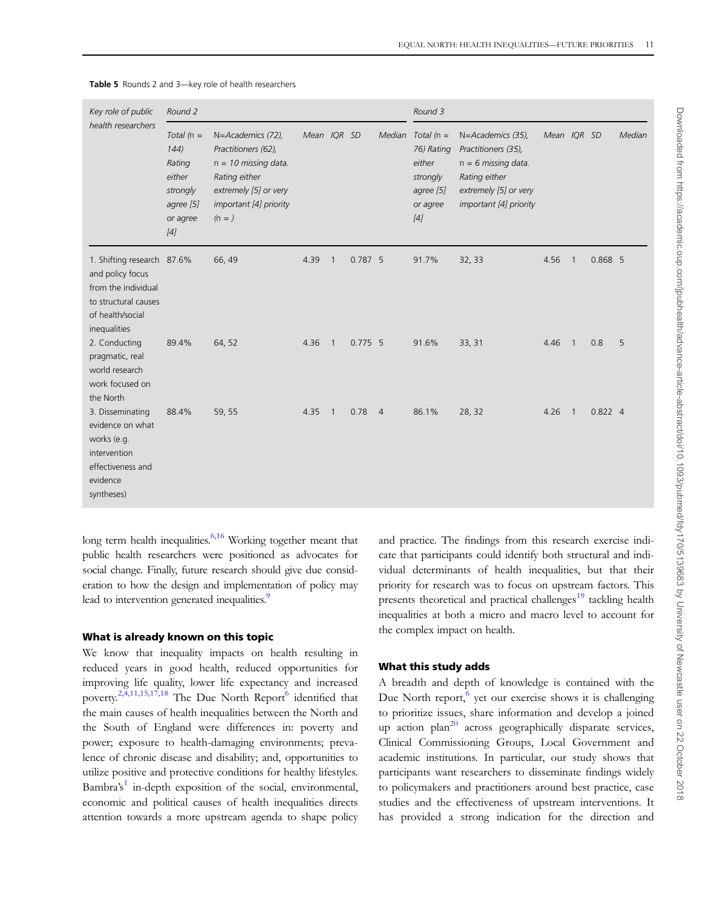**Table 5** Rounds 2 and 3—key role of health researchers

| Key role of public health researchers | Round 2 | | | | | | Round 3 | | | | | |
|---|---|---|---|---|---|---|---|---|---|---|---|---|
| | Total (n = 144) Rating either strongly agree [5] or agree [4] | N=Academics (72), Practitioners (62), n = 10 missing data. Rating either extremely [5] or very important [4] priority (n = ) | Mean | IQR | SD | Median | Total (n = 76) Rating either strongly agree [5] or agree [4] | N=Academics (35), Practitioners (35), n = 6 missing data. Rating either extremely [5] or very important [4] priority | Mean | IQR | SD | Median |
| 1. Shifting research and policy focus from the individual to structural causes of health/social inequalities | 87.6% | 66, 49 | 4.39 | 1 | 0.787 | 5 | 91.7% | 32, 33 | 4.56 | 1 | 0.868 | 5 |
| 2. Conducting pragmatic, real world research work focused on the North | 89.4% | 64, 52 | 4.36 | 1 | 0.775 | 5 | 91.6% | 33, 31 | 4.46 | 1 | 0.8 | 5 |
| 3. Disseminating evidence on what works (e.g. intervention effectiveness and evidence syntheses) | 88.4% | 59, 55 | 4.35 | 1 | 0.78 | 4 | 86.1% | 28, 32 | 4.26 | 1 | 0.822 | 4 |

long term health inequalities.[6,16] Working together meant that public health researchers were positioned as advocates for social change. Finally, future research should give due consideration to how the design and implementation of policy may lead to intervention generated inequalities.[9]

### What is already known on this topic

We know that inequality impacts on health resulting in reduced years in good health, reduced opportunities for improving life quality, lower life expectancy and increased poverty.[2,4,11,15,17,18] The Due North Report[6] identified that the main causes of health inequalities between the North and the South of England were differences in: poverty and power; exposure to health-damaging environments; prevalence of chronic disease and disability; and, opportunities to utilize positive and protective conditions for healthy lifestyles. Bambra's[1] in-depth exposition of the social, environmental, economic and political causes of health inequalities directs attention towards a more upstream agenda to shape policy and practice. The findings from this research exercise indicate that participants could identify both structural and individual determinants of health inequalities, but that their priority for research was to focus on upstream factors. This presents theoretical and practical challenges[19] tackling health inequalities at both a micro and macro level to account for the complex impact on health.

### What this study adds

A breadth and depth of knowledge is contained with the Due North report,[6] yet our exercise shows it is challenging to prioritize issues, share information and develop a joined up action plan[20] across geographically disparate services, Clinical Commissioning Groups, Local Government and academic institutions. In particular, our study shows that participants want researchers to disseminate findings widely to policymakers and practitioners around best practice, case studies and the effectiveness of upstream interventions. It has provided a strong indication for the direction and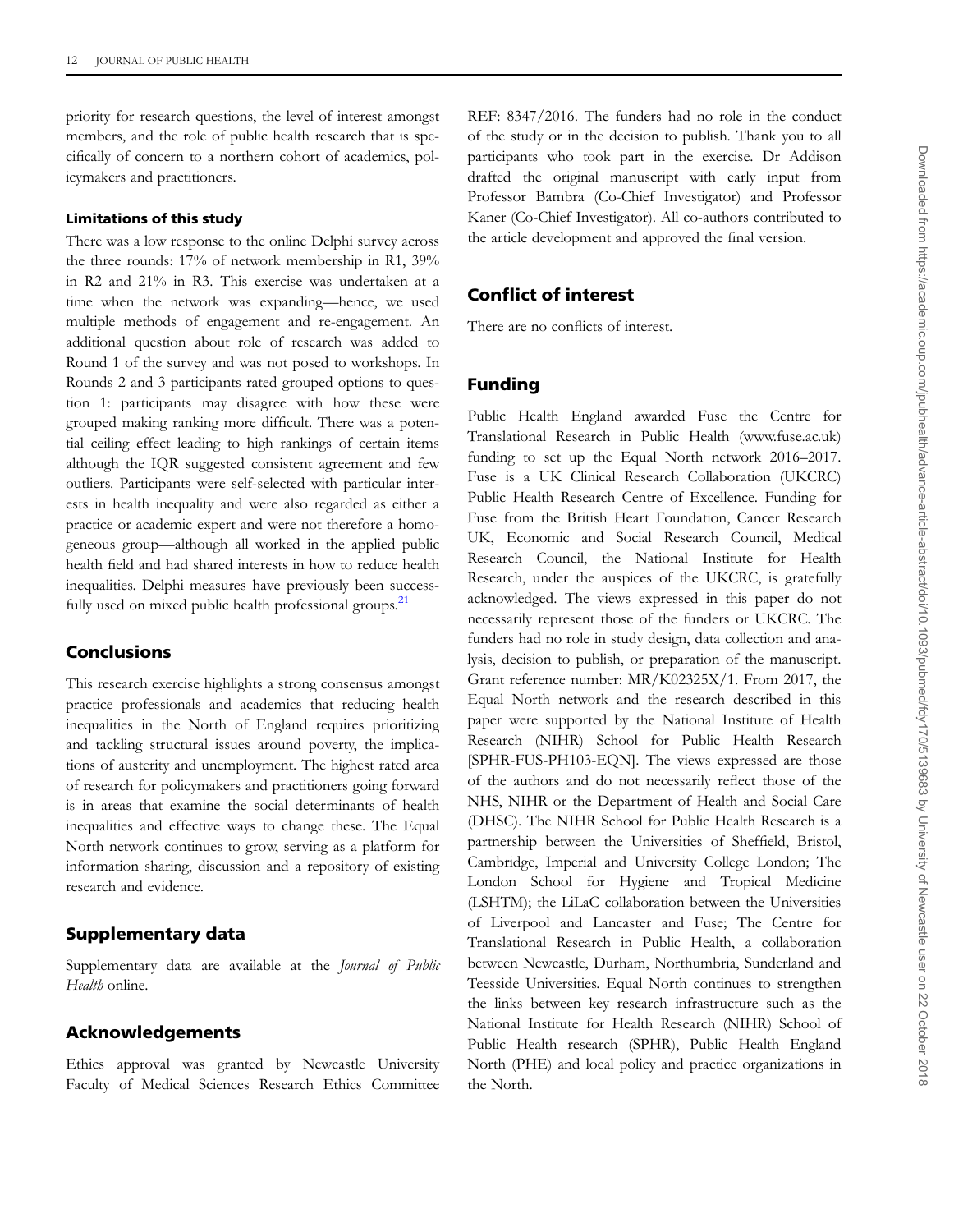priority for research questions, the level of interest amongst members, and the role of public health research that is specifically of concern to a northern cohort of academics, policymakers and practitioners.

#### Limitations of this study

There was a low response to the online Delphi survey across the three rounds: 17% of network membership in R1, 39% in R2 and 21% in R3. This exercise was undertaken at a time when the network was expanding—hence, we used multiple methods of engagement and re-engagement. An additional question about role of research was added to Round 1 of the survey and was not posed to workshops. In Rounds 2 and 3 participants rated grouped options to question 1: participants may disagree with how these were grouped making ranking more difficult. There was a potential ceiling effect leading to high rankings of certain items although the IQR suggested consistent agreement and few outliers. Participants were self-selected with particular interests in health inequality and were also regarded as either a practice or academic expert and were not therefore a homogeneous group—although all worked in the applied public health field and had shared interests in how to reduce health inequalities. Delphi measures have previously been successfully used on mixed public health professional groups.[21]

## Conclusions

This research exercise highlights a strong consensus amongst practice professionals and academics that reducing health inequalities in the North of England requires prioritizing and tackling structural issues around poverty, the implications of austerity and unemployment. The highest rated area of research for policymakers and practitioners going forward is in areas that examine the social determinants of health inequalities and effective ways to change these. The Equal North network continues to grow, serving as a platform for information sharing, discussion and a repository of existing research and evidence.

## Supplementary data

Supplementary data are available at the *Journal of Public Health* online.

## Acknowledgements

Ethics approval was granted by Newcastle University Faculty of Medical Sciences Research Ethics Committee REF: 8347/2016. The funders had no role in the conduct of the study or in the decision to publish. Thank you to all participants who took part in the exercise. Dr Addison drafted the original manuscript with early input from Professor Bambra (Co-Chief Investigator) and Professor Kaner (Co-Chief Investigator). All co-authors contributed to the article development and approved the final version.

## Conflict of interest

There are no conflicts of interest.

## Funding

Public Health England awarded Fuse the Centre for Translational Research in Public Health (www.fuse.ac.uk) funding to set up the Equal North network 2016–2017. Fuse is a UK Clinical Research Collaboration (UKCRC) Public Health Research Centre of Excellence. Funding for Fuse from the British Heart Foundation, Cancer Research UK, Economic and Social Research Council, Medical Research Council, the National Institute for Health Research, under the auspices of the UKCRC, is gratefully acknowledged. The views expressed in this paper do not necessarily represent those of the funders or UKCRC. The funders had no role in study design, data collection and analysis, decision to publish, or preparation of the manuscript. Grant reference number: MR/K02325X/1. From 2017, the Equal North network and the research described in this paper were supported by the National Institute of Health Research (NIHR) School for Public Health Research [SPHR-FUS-PH103-EQN]. The views expressed are those of the authors and do not necessarily reflect those of the NHS, NIHR or the Department of Health and Social Care (DHSC). The NIHR School for Public Health Research is a partnership between the Universities of Sheffield, Bristol, Cambridge, Imperial and University College London; The London School for Hygiene and Tropical Medicine (LSHTM); the LiLaC collaboration between the Universities of Liverpool and Lancaster and Fuse; The Centre for Translational Research in Public Health, a collaboration between Newcastle, Durham, Northumbria, Sunderland and Teesside Universities. Equal North continues to strengthen the links between key research infrastructure such as the National Institute for Health Research (NIHR) School of Public Health research (SPHR), Public Health England North (PHE) and local policy and practice organizations in the North.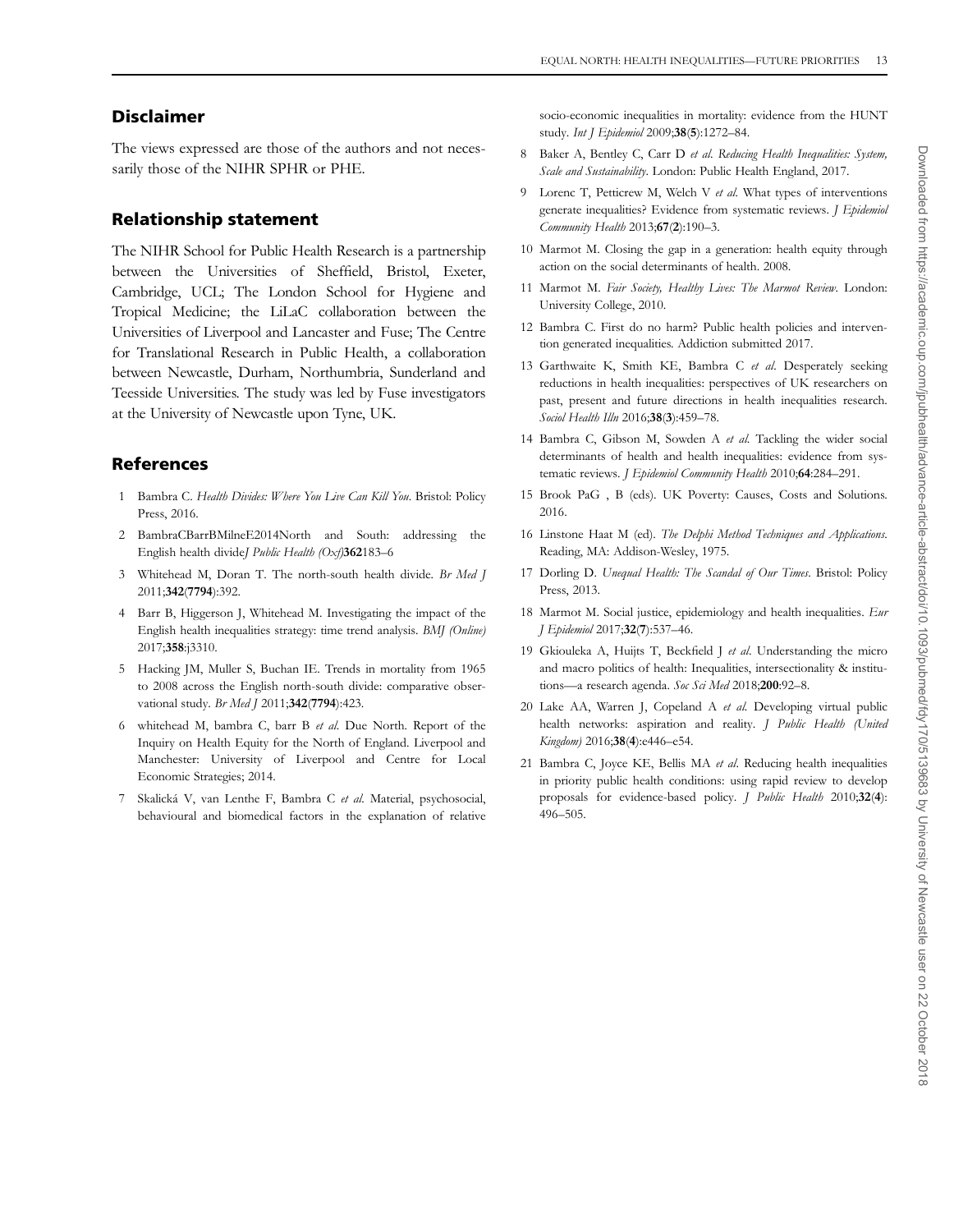## Disclaimer

The views expressed are those of the authors and not necessarily those of the NIHR SPHR or PHE.

## Relationship statement

The NIHR School for Public Health Research is a partnership between the Universities of Sheffield, Bristol, Exeter, Cambridge, UCL; The London School for Hygiene and Tropical Medicine; the LiLaC collaboration between the Universities of Liverpool and Lancaster and Fuse; The Centre for Translational Research in Public Health, a collaboration between Newcastle, Durham, Northumbria, Sunderland and Teesside Universities. The study was led by Fuse investigators at the University of Newcastle upon Tyne, UK.

## References

1 Bambra C. *Health Divides: Where You Live Can Kill You*. Bristol: Policy Press, 2016.

2 BambraCBarrBMilneE2014North and South: addressing the English health divide*J Public Health (Oxf)***362**183–6

3 Whitehead M, Doran T. The north-south health divide. *Br Med J* 2011;**342**(**7794**):392.

4 Barr B, Higgerson J, Whitehead M. Investigating the impact of the English health inequalities strategy: time trend analysis. *BMJ (Online)* 2017;**358**:j3310.

5 Hacking JM, Muller S, Buchan IE. Trends in mortality from 1965 to 2008 across the English north-south divide: comparative observational study. *Br Med J* 2011;**342**(**7794**):423.

6 whitehead M, bambra C, barr B *et al*. Due North. Report of the Inquiry on Health Equity for the North of England. Liverpool and Manchester: University of Liverpool and Centre for Local Economic Strategies; 2014.

7 Skalická V, van Lenthe F, Bambra C *et al*. Material, psychosocial, behavioural and biomedical factors in the explanation of relative socio-economic inequalities in mortality: evidence from the HUNT study. *Int J Epidemiol* 2009;**38**(**5**):1272–84.

8 Baker A, Bentley C, Carr D *et al*. *Reducing Health Inequalities: System, Scale and Sustainability*. London: Public Health England, 2017.

9 Lorenc T, Petticrew M, Welch V *et al*. What types of interventions generate inequalities? Evidence from systematic reviews. *J Epidemiol Community Health* 2013;**67**(**2**):190–3.

10 Marmot M. Closing the gap in a generation: health equity through action on the social determinants of health. 2008.

11 Marmot M. *Fair Society, Healthy Lives: The Marmot Review*. London: University College, 2010.

12 Bambra C. First do no harm? Public health policies and intervention generated inequalities. Addiction submitted 2017.

13 Garthwaite K, Smith KE, Bambra C *et al*. Desperately seeking reductions in health inequalities: perspectives of UK researchers on past, present and future directions in health inequalities research. *Sociol Health Illn* 2016;**38**(**3**):459–78.

14 Bambra C, Gibson M, Sowden A *et al*. Tackling the wider social determinants of health and health inequalities: evidence from systematic reviews. *J Epidemiol Community Health* 2010;**64**:284–291.

15 Brook PaG , B (eds). UK Poverty: Causes, Costs and Solutions. 2016.

16 Linstone Haat M (ed). *The Delphi Method Techniques and Applications*. Reading, MA: Addison-Wesley, 1975.

17 Dorling D. *Unequal Health: The Scandal of Our Times*. Bristol: Policy Press, 2013.

18 Marmot M. Social justice, epidemiology and health inequalities. *Eur J Epidemiol* 2017;**32**(**7**):537–46.

19 Gkiouleka A, Huijts T, Beckfield J *et al*. Understanding the micro and macro politics of health: Inequalities, intersectionality & institutions—a research agenda. *Soc Sci Med* 2018;**200**:92–8.

20 Lake AA, Warren J, Copeland A *et al*. Developing virtual public health networks: aspiration and reality. *J Public Health (United Kingdom)* 2016;**38**(**4**):e446–e54.

21 Bambra C, Joyce KE, Bellis MA *et al*. Reducing health inequalities in priority public health conditions: using rapid review to develop proposals for evidence-based policy. *J Public Health* 2010;**32**(**4**): 496–505.